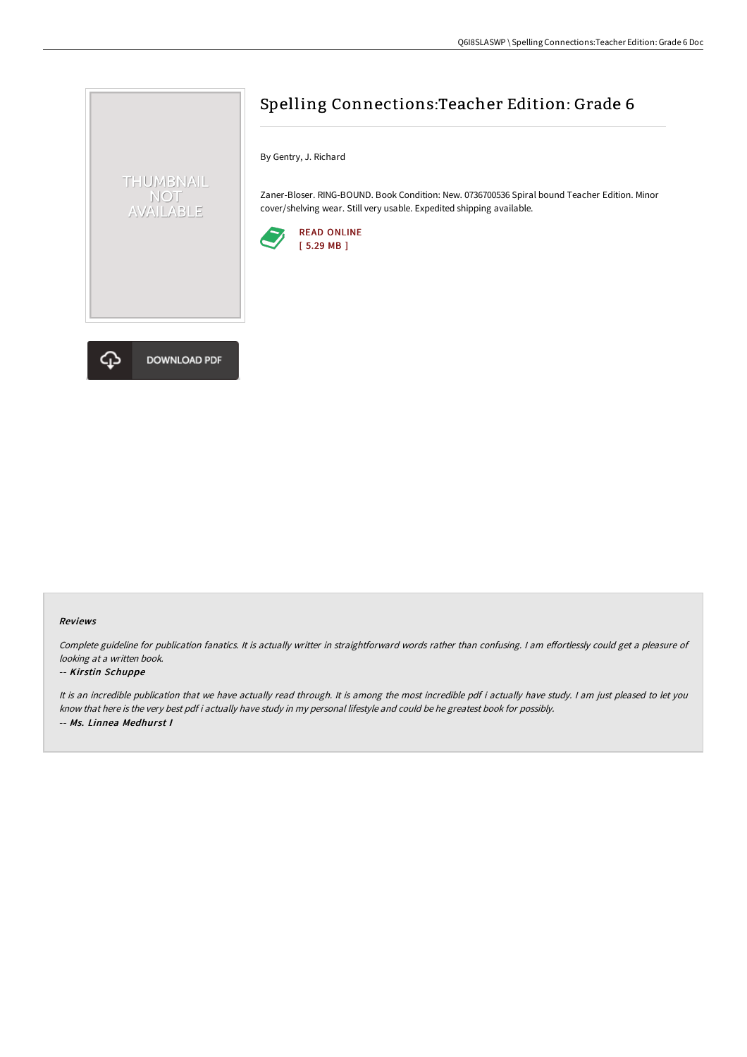# Spelling Connections:Teacher Edition: Grade 6

By Gentry, J. Richard

Zaner-Bloser. RING-BOUND. Book Condition: New. 0736700536 Spiral bound Teacher Edition. Minor cover/shelving wear. Still very usable. Expedited shipping available.

READ ONLINE
[ 5.29 MB ]

DOWNLOAD PDF

### Reviews

*Complete guideline for publication fanatics. It is actually writter in straightforward words rather than confusing. I am effortlessly could get a pleasure of looking at a written book.*

-- ***Kirstin Schuppe***

*It is an incredible publication that we have actually read through. It is among the most incredible pdf i actually have study. I am just pleased to let you know that here is the very best pdf i actually have study in my personal lifestyle and could be he greatest book for possibly.*

-- ***Ms. Linnea Medhurst I***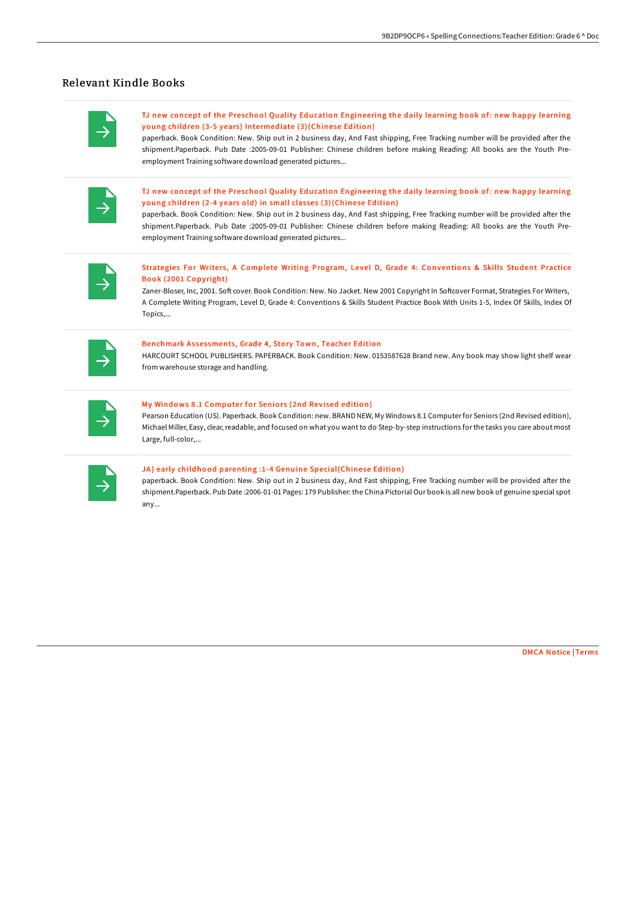## Relevant Kindle Books

**TJ new concept of the Preschool Quality Education Engineering the daily learning book of: new happy learning young children (3-5 years) Intermediate (3)(Chinese Edition)**

paperback. Book Condition: New. Ship out in 2 business day, And Fast shipping, Free Tracking number will be provided after the shipment.Paperback. Pub Date :2005-09-01 Publisher: Chinese children before making Reading: All books are the Youth Pre-employment Training software download generated pictures...

**TJ new concept of the Preschool Quality Education Engineering the daily learning book of: new happy learning young children (2-4 years old) in small classes (3)(Chinese Edition)**

paperback. Book Condition: New. Ship out in 2 business day, And Fast shipping, Free Tracking number will be provided after the shipment.Paperback. Pub Date :2005-09-01 Publisher: Chinese children before making Reading: All books are the Youth Pre-employment Training software download generated pictures...

**Strategies For Writers, A Complete Writing Program, Level D, Grade 4: Conventions & Skills Student Practice Book (2001 Copyright)**

Zaner-Bloser, Inc, 2001. Soft cover. Book Condition: New. No Jacket. New 2001 Copyright In Softcover Format, Strategies For Writers, A Complete Writing Program, Level D, Grade 4: Conventions & Skills Student Practice Book With Units 1-5, Index Of Skills, Index Of Topics,...

**Benchmark Assessments, Grade 4, Story Town, Teacher Edition**

HARCOURT SCHOOL PUBLISHERS. PAPERBACK. Book Condition: New. 0153587628 Brand new. Any book may show light shelf wear from warehouse storage and handling.

**My Windows 8.1 Computer for Seniors (2nd Revised edition)**

Pearson Education (US). Paperback. Book Condition: new. BRAND NEW, My Windows 8.1 Computer for Seniors (2nd Revised edition), Michael Miller, Easy, clear, readable, and focused on what you want to do Step-by-step instructions for the tasks you care about most Large, full-color,...

**JA] early childhood parenting :1-4 Genuine Special(Chinese Edition)**

paperback. Book Condition: New. Ship out in 2 business day, And Fast shipping, Free Tracking number will be provided after the shipment.Paperback. Pub Date :2006-01-01 Pages: 179 Publisher: the China Pictorial Our book is all new book of genuine special spot any...

DMCA Notice | Terms